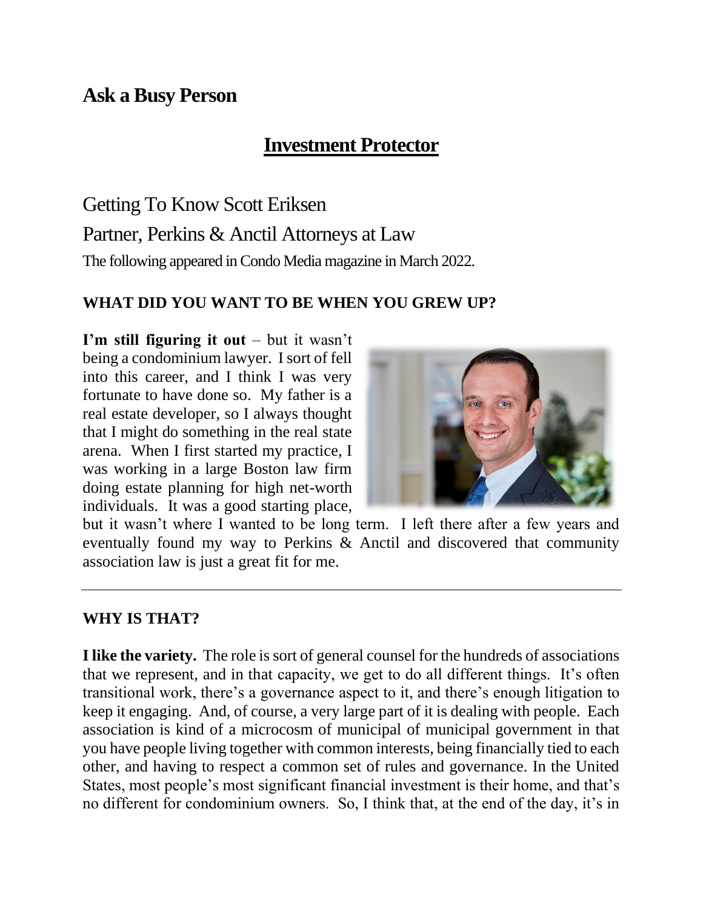## Ask a Busy Person

# Investment Protector

Getting To Know Scott Eriksen

Partner, Perkins & Anctil Attorneys at Law

The following appeared in Condo Media magazine in March 2022.

### WHAT DID YOU WANT TO BE WHEN YOU GREW UP?

**I'm still figuring it out** – but it wasn't being a condominium lawyer. I sort of fell into this career, and I think I was very fortunate to have done so. My father is a real estate developer, so I always thought that I might do something in the real state arena. When I first started my practice, I was working in a large Boston law firm doing estate planning for high net-worth individuals. It was a good starting place, but it wasn't where I wanted to be long term. I left there after a few years and eventually found my way to Perkins & Anctil and discovered that community association law is just a great fit for me.

---

### WHY IS THAT?

**I like the variety.** The role is sort of general counsel for the hundreds of associations that we represent, and in that capacity, we get to do all different things. It's often transitional work, there's a governance aspect to it, and there's enough litigation to keep it engaging. And, of course, a very large part of it is dealing with people. Each association is kind of a microcosm of municipal of municipal government in that you have people living together with common interests, being financially tied to each other, and having to respect a common set of rules and governance. In the United States, most people's most significant financial investment is their home, and that's no different for condominium owners. So, I think that, at the end of the day, it's in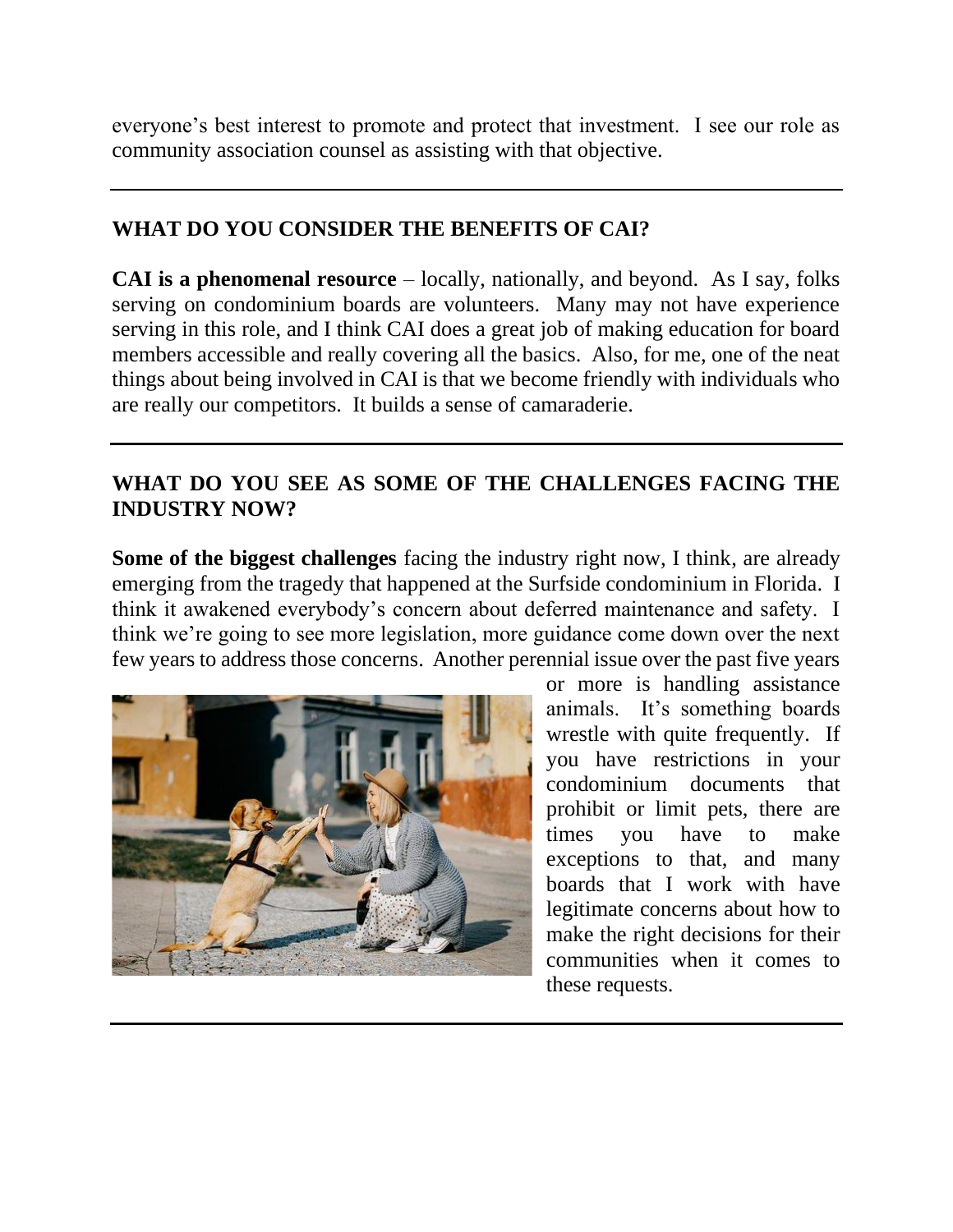everyone's best interest to promote and protect that investment. I see our role as community association counsel as assisting with that objective.

---

## WHAT DO YOU CONSIDER THE BENEFITS OF CAI?

**CAI is a phenomenal resource** – locally, nationally, and beyond. As I say, folks serving on condominium boards are volunteers. Many may not have experience serving in this role, and I think CAI does a great job of making education for board members accessible and really covering all the basics. Also, for me, one of the neat things about being involved in CAI is that we become friendly with individuals who are really our competitors. It builds a sense of camaraderie.

---

## WHAT DO YOU SEE AS SOME OF THE CHALLENGES FACING THE INDUSTRY NOW?

**Some of the biggest challenges** facing the industry right now, I think, are already emerging from the tragedy that happened at the Surfside condominium in Florida. I think it awakened everybody's concern about deferred maintenance and safety. I think we're going to see more legislation, more guidance come down over the next few years to address those concerns. Another perennial issue over the past five years or more is handling assistance animals. It's something boards wrestle with quite frequently. If you have restrictions in your condominium documents that prohibit or limit pets, there are times you have to make exceptions to that, and many boards that I work with have legitimate concerns about how to make the right decisions for their communities when it comes to these requests.

---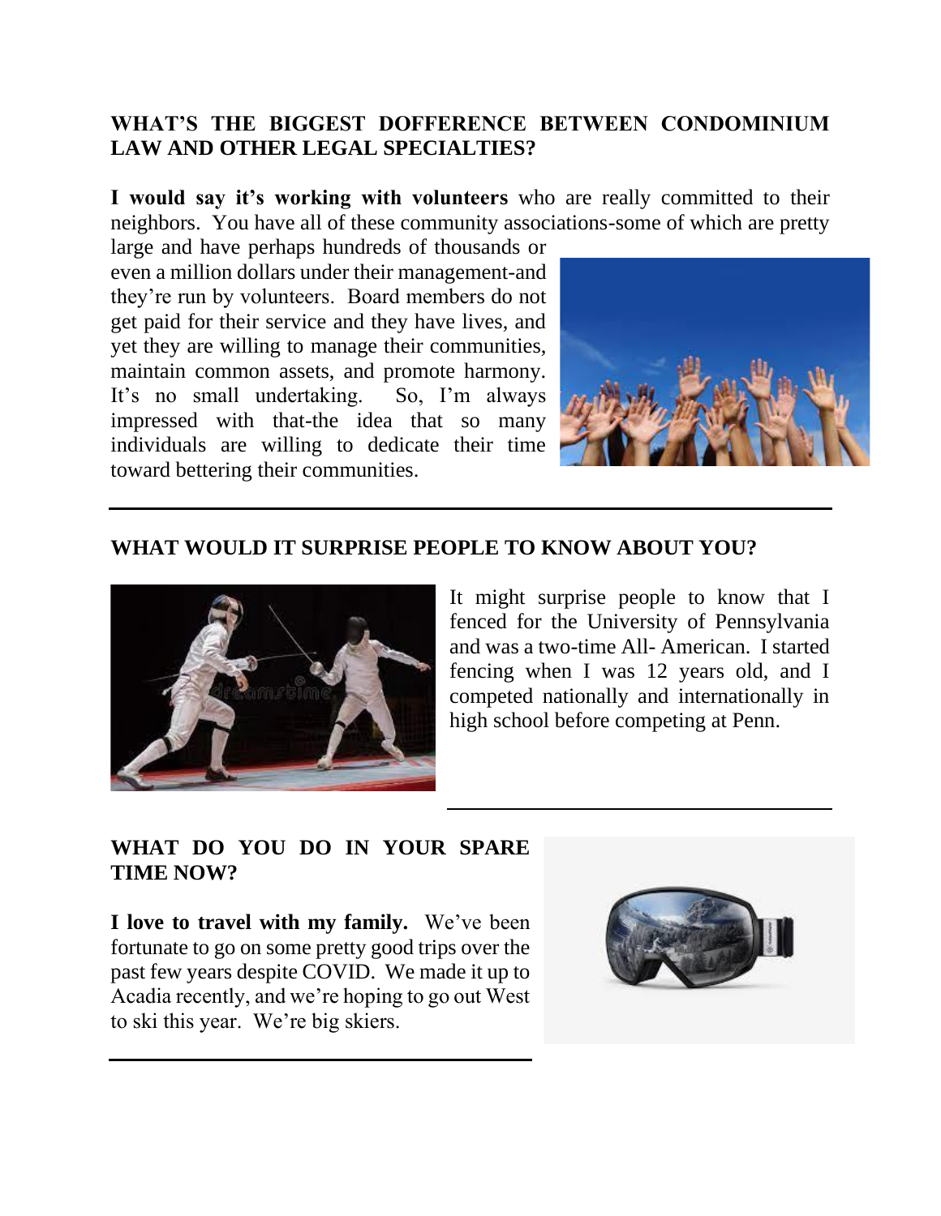**WHAT'S THE BIGGEST DOFFERENCE BETWEEN CONDOMINIUM LAW AND OTHER LEGAL SPECIALTIES?**

**I would say it's working with volunteers** who are really committed to their neighbors. You have all of these community associations-some of which are pretty large and have perhaps hundreds of thousands or even a million dollars under their management-and they're run by volunteers. Board members do not get paid for their service and they have lives, and yet they are willing to manage their communities, maintain common assets, and promote harmony. It's no small undertaking. So, I'm always impressed with that-the idea that so many individuals are willing to dedicate their time toward bettering their communities.

---

**WHAT WOULD IT SURPRISE PEOPLE TO KNOW ABOUT YOU?**

It might surprise people to know that I fenced for the University of Pennsylvania and was a two-time All- American. I started fencing when I was 12 years old, and I competed nationally and internationally in high school before competing at Penn.

---

**WHAT DO YOU DO IN YOUR SPARE TIME NOW?**

**I love to travel with my family.** We've been fortunate to go on some pretty good trips over the past few years despite COVID. We made it up to Acadia recently, and we're hoping to go out West to ski this year. We're big skiers.

---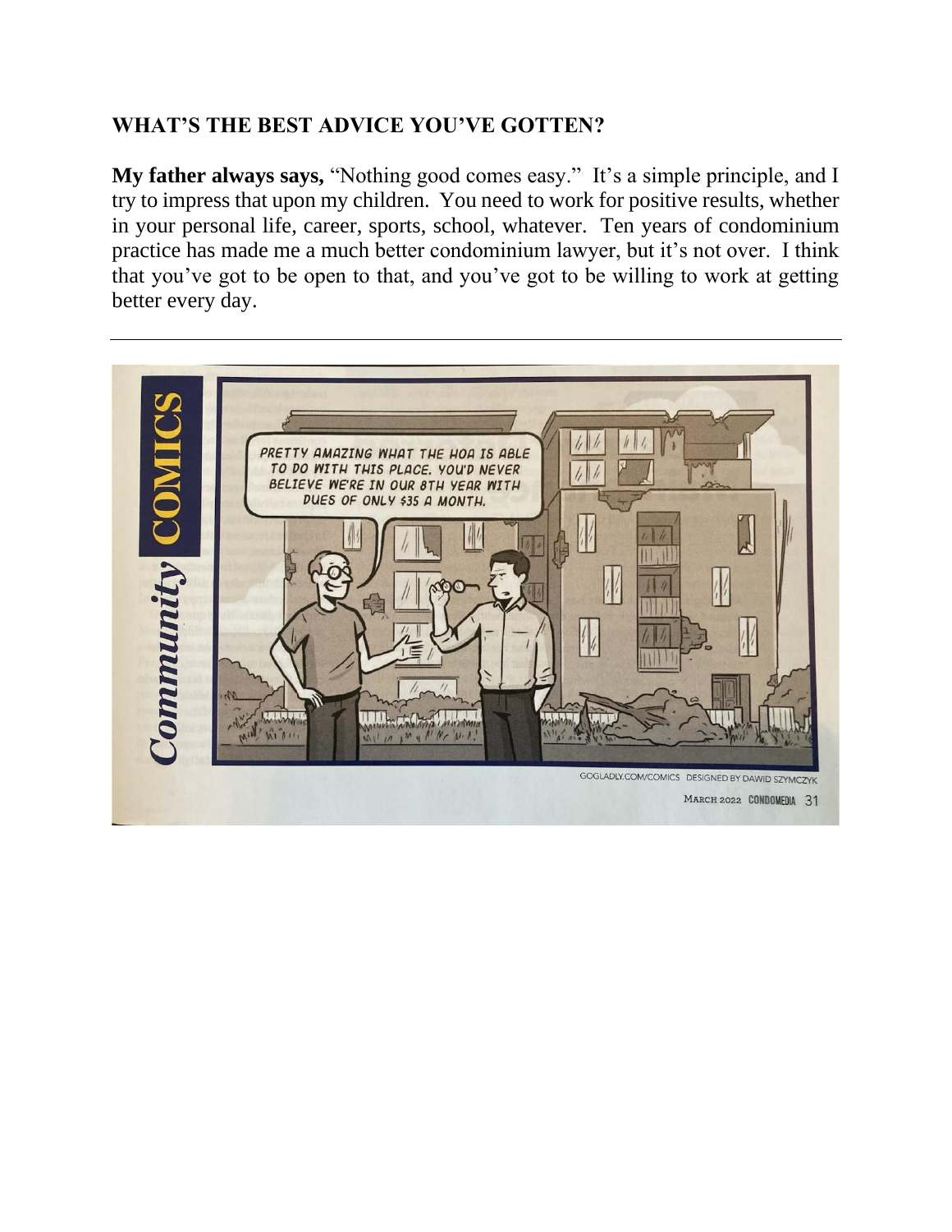### WHAT'S THE BEST ADVICE YOU'VE GOTTEN?

**My father always says,** "Nothing good comes easy." It's a simple principle, and I try to impress that upon my children. You need to work for positive results, whether in your personal life, career, sports, school, whatever. Ten years of condominium practice has made me a much better condominium lawyer, but it's not over. I think that you've got to be open to that, and you've got to be willing to work at getting better every day.

---

Community COMICS

PRETTY AMAZING WHAT THE HOA IS ABLE TO DO WITH THIS PLACE. YOU'D NEVER BELIEVE WE'RE IN OUR 8TH YEAR WITH DUES OF ONLY $35 A MONTH.

GOGLADLY.COM/COMICS DESIGNED BY DAWID SZYMCZYK

MARCH 2022 CONDOMEDIA 31